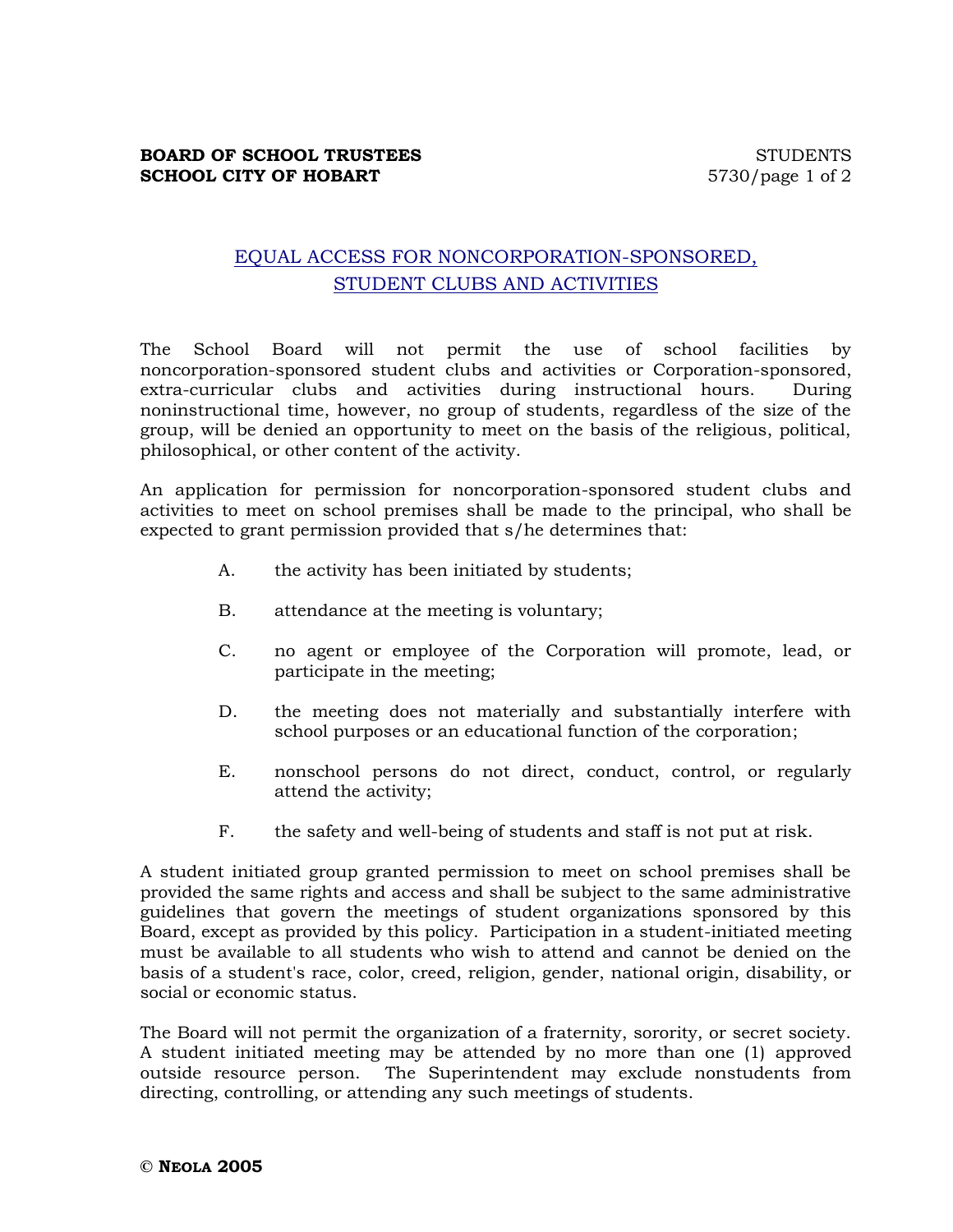# EQUAL ACCESS FOR NONCORPORATION-SPONSORED, STUDENT CLUBS AND ACTIVITIES

The School Board will not permit the use of school facilities by noncorporation-sponsored student clubs and activities or Corporation-sponsored, extra-curricular clubs and activities during instructional hours. During noninstructional time, however, no group of students, regardless of the size of the group, will be denied an opportunity to meet on the basis of the religious, political, philosophical, or other content of the activity.

An application for permission for noncorporation-sponsored student clubs and activities to meet on school premises shall be made to the principal, who shall be expected to grant permission provided that s/he determines that:

A. the activity has been initiated by students;

B. attendance at the meeting is voluntary;

C. no agent or employee of the Corporation will promote, lead, or participate in the meeting;

D. the meeting does not materially and substantially interfere with school purposes or an educational function of the corporation;

E. nonschool persons do not direct, conduct, control, or regularly attend the activity;

F. the safety and well-being of students and staff is not put at risk.

A student initiated group granted permission to meet on school premises shall be provided the same rights and access and shall be subject to the same administrative guidelines that govern the meetings of student organizations sponsored by this Board, except as provided by this policy. Participation in a student-initiated meeting must be available to all students who wish to attend and cannot be denied on the basis of a student's race, color, creed, religion, gender, national origin, disability, or social or economic status.

The Board will not permit the organization of a fraternity, sorority, or secret society. A student initiated meeting may be attended by no more than one (1) approved outside resource person. The Superintendent may exclude nonstudents from directing, controlling, or attending any such meetings of students.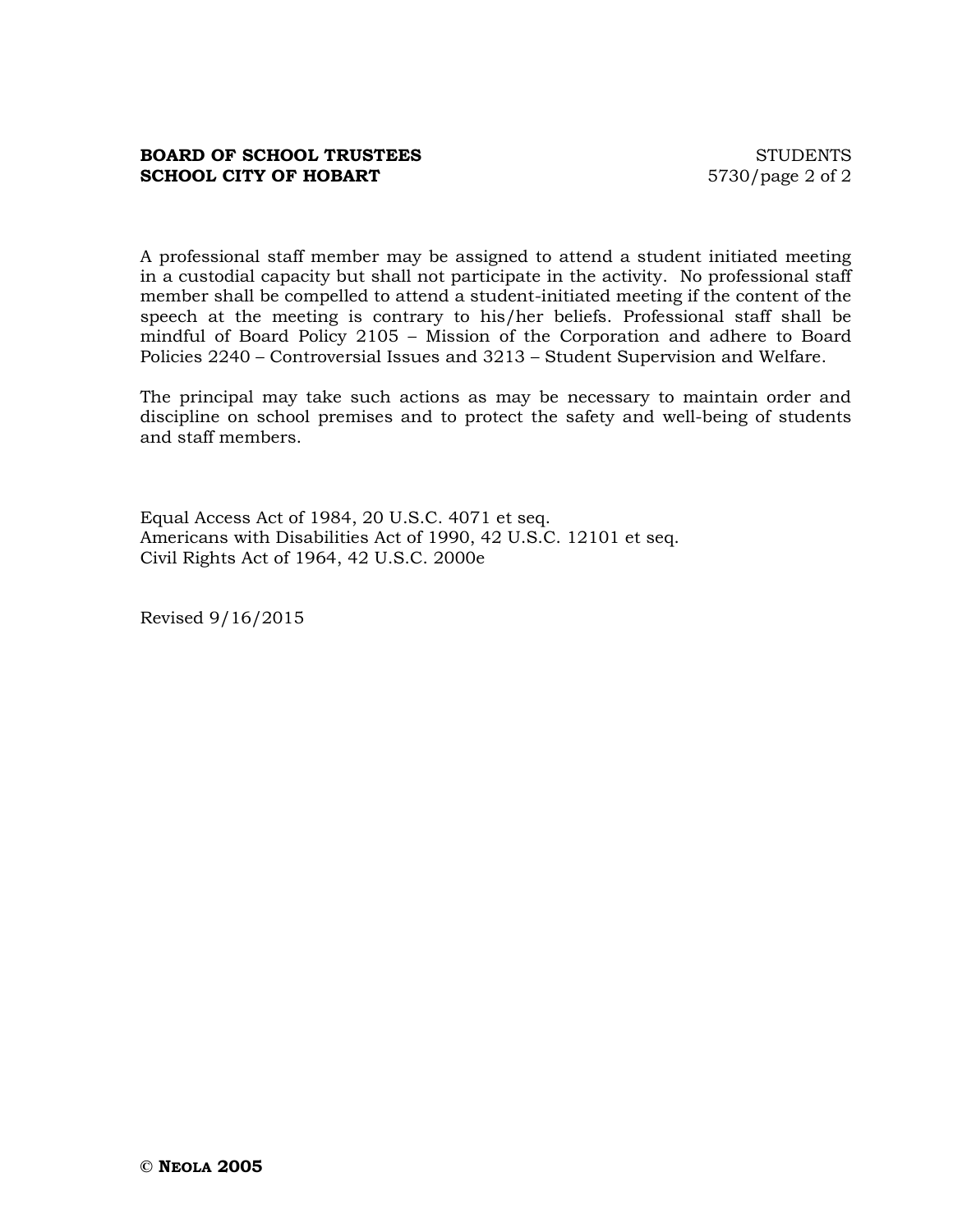A professional staff member may be assigned to attend a student initiated meeting in a custodial capacity but shall not participate in the activity. No professional staff member shall be compelled to attend a student-initiated meeting if the content of the speech at the meeting is contrary to his/her beliefs. Professional staff shall be mindful of Board Policy 2105 – Mission of the Corporation and adhere to Board Policies 2240 – Controversial Issues and 3213 – Student Supervision and Welfare.

The principal may take such actions as may be necessary to maintain order and discipline on school premises and to protect the safety and well-being of students and staff members.

Equal Access Act of 1984, 20 U.S.C. 4071 et seq.
Americans with Disabilities Act of 1990, 42 U.S.C. 12101 et seq.
Civil Rights Act of 1964, 42 U.S.C. 2000e

Revised 9/16/2015

© Neola 2005